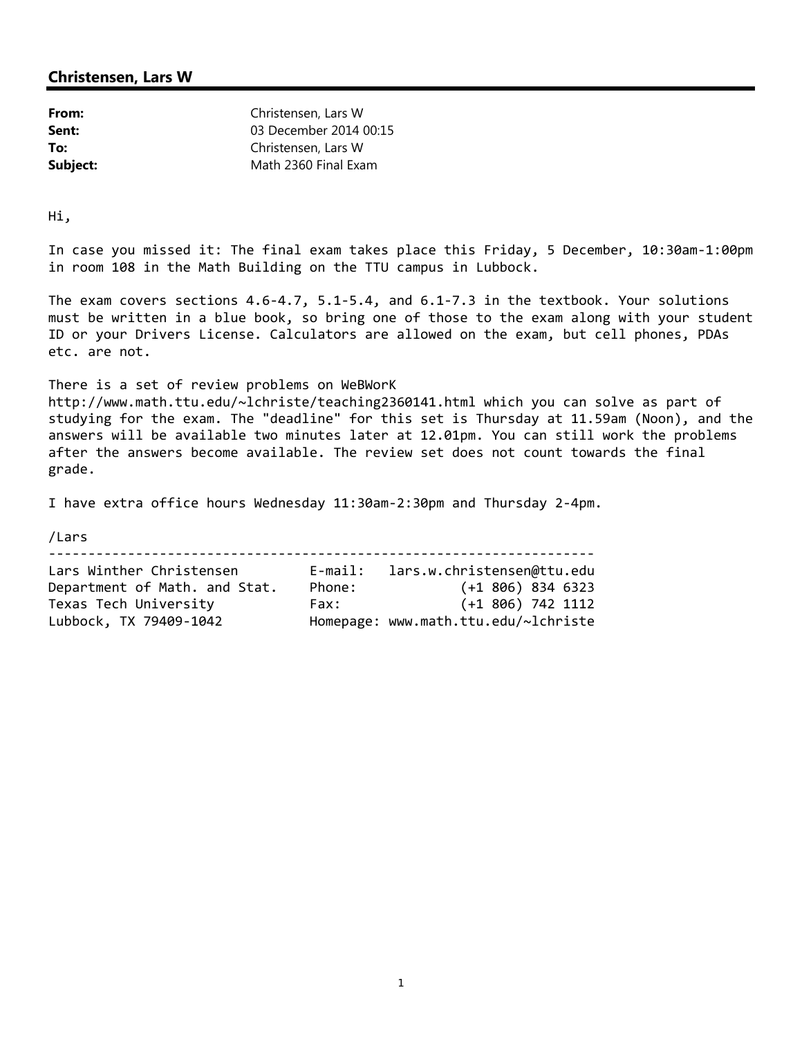## Christensen, Lars W

| | |
|---|---|
| **From:** | Christensen, Lars W |
| **Sent:** | 03 December 2014 00:15 |
| **To:** | Christensen, Lars W |
| **Subject:** | Math 2360 Final Exam |

Hi,

In case you missed it: The final exam takes place this Friday, 5 December, 10:30am-1:00pm in room 108 in the Math Building on the TTU campus in Lubbock.

The exam covers sections 4.6-4.7, 5.1-5.4, and 6.1-7.3 in the textbook. Your solutions must be written in a blue book, so bring one of those to the exam along with your student ID or your Drivers License. Calculators are allowed on the exam, but cell phones, PDAs etc. are not.

There is a set of review problems on WeBWorK http://www.math.ttu.edu/~lchriste/teaching2360141.html which you can solve as part of studying for the exam. The "deadline" for this set is Thursday at 11.59am (Noon), and the answers will be available two minutes later at 12.01pm. You can still work the problems after the answers become available. The review set does not count towards the final grade.

I have extra office hours Wednesday 11:30am-2:30pm and Thursday 2-4pm.

/Lars

```
----------------------------------------------------------------------
Lars Winther Christensen         E-mail:   lars.w.christensen@ttu.edu
Department of Math. and Stat.    Phone:             (+1 806) 834 6323
Texas Tech University            Fax:               (+1 806) 742 1112
Lubbock, TX 79409-1042           Homepage: www.math.ttu.edu/~lchriste
```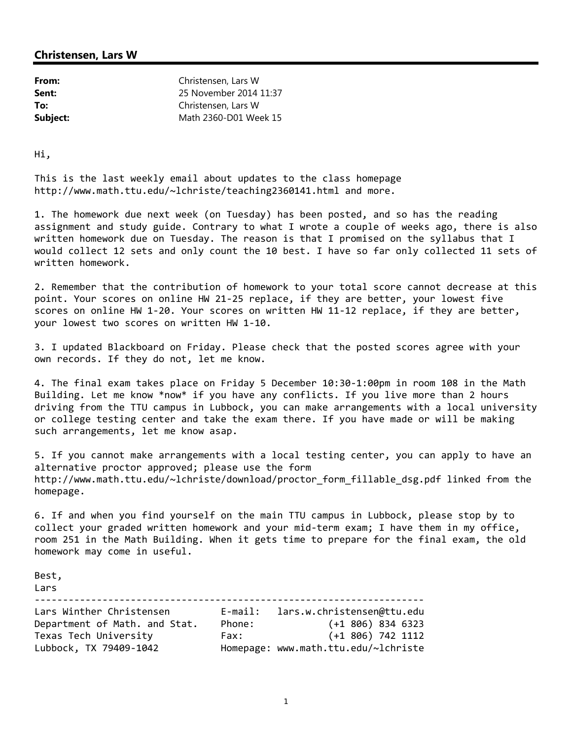## Christensen, Lars W

| | |
|---|---|
| **From:** | Christensen, Lars W |
| **Sent:** | 25 November 2014 11:37 |
| **To:** | Christensen, Lars W |
| **Subject:** | Math 2360-D01 Week 15 |

Hi,

This is the last weekly email about updates to the class homepage http://www.math.ttu.edu/~lchriste/teaching2360141.html and more.

1. The homework due next week (on Tuesday) has been posted, and so has the reading assignment and study guide. Contrary to what I wrote a couple of weeks ago, there is also written homework due on Tuesday. The reason is that I promised on the syllabus that I would collect 12 sets and only count the 10 best. I have so far only collected 11 sets of written homework.

2. Remember that the contribution of homework to your total score cannot decrease at this point. Your scores on online HW 21-25 replace, if they are better, your lowest five scores on online HW 1-20. Your scores on written HW 11-12 replace, if they are better, your lowest two scores on written HW 1-10.

3. I updated Blackboard on Friday. Please check that the posted scores agree with your own records. If they do not, let me know.

4. The final exam takes place on Friday 5 December 10:30-1:00pm in room 108 in the Math Building. Let me know *now* if you have any conflicts. If you live more than 2 hours driving from the TTU campus in Lubbock, you can make arrangements with a local university or college testing center and take the exam there. If you have made or will be making such arrangements, let me know asap.

5. If you cannot make arrangements with a local testing center, you can apply to have an alternative proctor approved; please use the form http://www.math.ttu.edu/~lchriste/download/proctor_form_fillable_dsg.pdf linked from the homepage.

6. If and when you find yourself on the main TTU campus in Lubbock, please stop by to collect your graded written homework and your mid-term exam; I have them in my office, room 251 in the Math Building. When it gets time to prepare for the final exam, the old homework may come in useful.

Best,
Lars

```
---------------------------------------------------------------------
Lars Winther Christensen          E-mail:   lars.w.christensen@ttu.edu
Department of Math. and Stat.     Phone:             (+1 806) 834 6323
Texas Tech University             Fax:               (+1 806) 742 1112
Lubbock, TX 79409-1042            Homepage: www.math.ttu.edu/~lchriste
```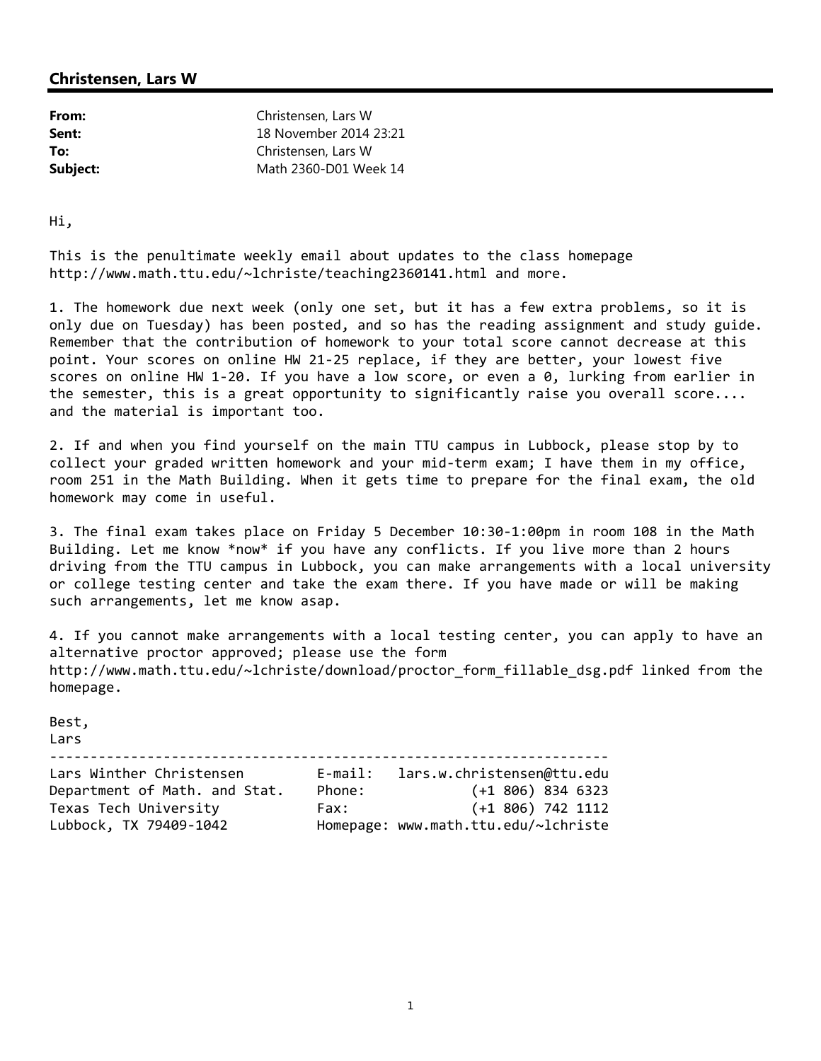## Christensen, Lars W

| | |
|---|---|
| **From:** | Christensen, Lars W |
| **Sent:** | 18 November 2014 23:21 |
| **To:** | Christensen, Lars W |
| **Subject:** | Math 2360-D01 Week 14 |

Hi,

This is the penultimate weekly email about updates to the class homepage http://www.math.ttu.edu/~lchriste/teaching2360141.html and more.

1. The homework due next week (only one set, but it has a few extra problems, so it is only due on Tuesday) has been posted, and so has the reading assignment and study guide. Remember that the contribution of homework to your total score cannot decrease at this point. Your scores on online HW 21-25 replace, if they are better, your lowest five scores on online HW 1-20. If you have a low score, or even a 0, lurking from earlier in the semester, this is a great opportunity to significantly raise you overall score.... and the material is important too.

2. If and when you find yourself on the main TTU campus in Lubbock, please stop by to collect your graded written homework and your mid-term exam; I have them in my office, room 251 in the Math Building. When it gets time to prepare for the final exam, the old homework may come in useful.

3. The final exam takes place on Friday 5 December 10:30-1:00pm in room 108 in the Math Building. Let me know *now* if you have any conflicts. If you live more than 2 hours driving from the TTU campus in Lubbock, you can make arrangements with a local university or college testing center and take the exam there. If you have made or will be making such arrangements, let me know asap.

4. If you cannot make arrangements with a local testing center, you can apply to have an alternative proctor approved; please use the form http://www.math.ttu.edu/~lchriste/download/proctor_form_fillable_dsg.pdf linked from the homepage.

Best,
Lars

```
----------------------------------------------------------------------
Lars Winther Christensen        E-mail:   lars.w.christensen@ttu.edu
Department of Math. and Stat.   Phone:             (+1 806) 834 6323
Texas Tech University           Fax:               (+1 806) 742 1112
Lubbock, TX 79409-1042          Homepage: www.math.ttu.edu/~lchriste
```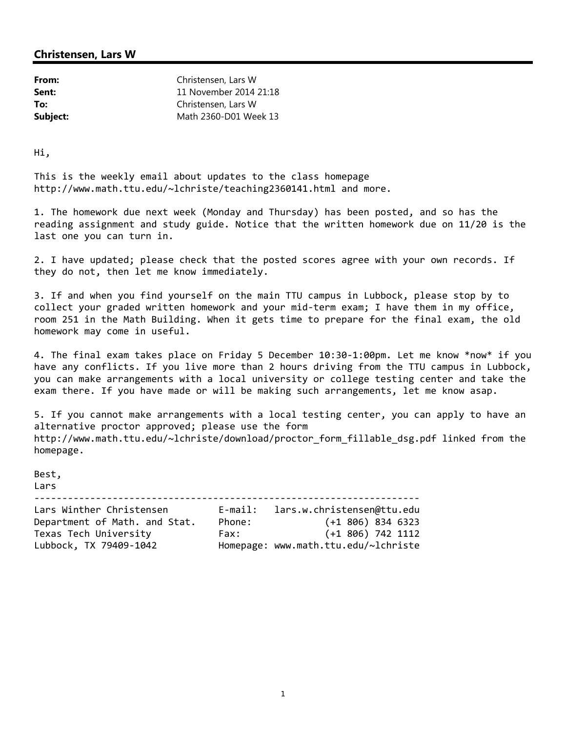## Christensen, Lars W

| | |
|---|---|
| **From:** | Christensen, Lars W |
| **Sent:** | 11 November 2014 21:18 |
| **To:** | Christensen, Lars W |
| **Subject:** | Math 2360-D01 Week 13 |

Hi,

This is the weekly email about updates to the class homepage http://www.math.ttu.edu/~lchriste/teaching2360141.html and more.

1. The homework due next week (Monday and Thursday) has been posted, and so has the reading assignment and study guide. Notice that the written homework due on 11/20 is the last one you can turn in.

2. I have updated; please check that the posted scores agree with your own records. If they do not, then let me know immediately.

3. If and when you find yourself on the main TTU campus in Lubbock, please stop by to collect your graded written homework and your mid-term exam; I have them in my office, room 251 in the Math Building. When it gets time to prepare for the final exam, the old homework may come in useful.

4. The final exam takes place on Friday 5 December 10:30-1:00pm. Let me know *now* if you have any conflicts. If you live more than 2 hours driving from the TTU campus in Lubbock, you can make arrangements with a local university or college testing center and take the exam there. If you have made or will be making such arrangements, let me know asap.

5. If you cannot make arrangements with a local testing center, you can apply to have an alternative proctor approved; please use the form http://www.math.ttu.edu/~lchriste/download/proctor_form_fillable_dsg.pdf linked from the homepage.

Best,
Lars

```
----------------------------------------------------------------------
Lars Winther Christensen        E-mail:   lars.w.christensen@ttu.edu
Department of Math. and Stat.   Phone:             (+1 806) 834 6323
Texas Tech University           Fax:               (+1 806) 742 1112
Lubbock, TX 79409-1042          Homepage: www.math.ttu.edu/~lchriste
```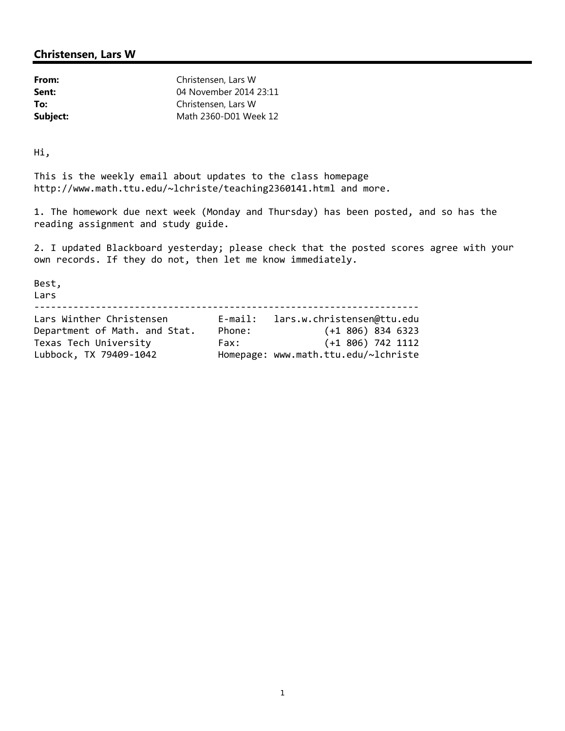## Christensen, Lars W

| | |
|---|---|
| **From:** | Christensen, Lars W |
| **Sent:** | 04 November 2014 23:11 |
| **To:** | Christensen, Lars W |
| **Subject:** | Math 2360-D01 Week 12 |

Hi,

This is the weekly email about updates to the class homepage http://www.math.ttu.edu/~lchriste/teaching2360141.html and more.

1. The homework due next week (Monday and Thursday) has been posted, and so has the reading assignment and study guide.

2. I updated Blackboard yesterday; please check that the posted scores agree with your own records. If they do not, then let me know immediately.

Best,
Lars

```
----------------------------------------------------------------------
Lars Winther Christensen         E-mail:   lars.w.christensen@ttu.edu
Department of Math. and Stat.    Phone:             (+1 806) 834 6323
Texas Tech University            Fax:               (+1 806) 742 1112
Lubbock, TX 79409-1042           Homepage: www.math.ttu.edu/~lchriste
```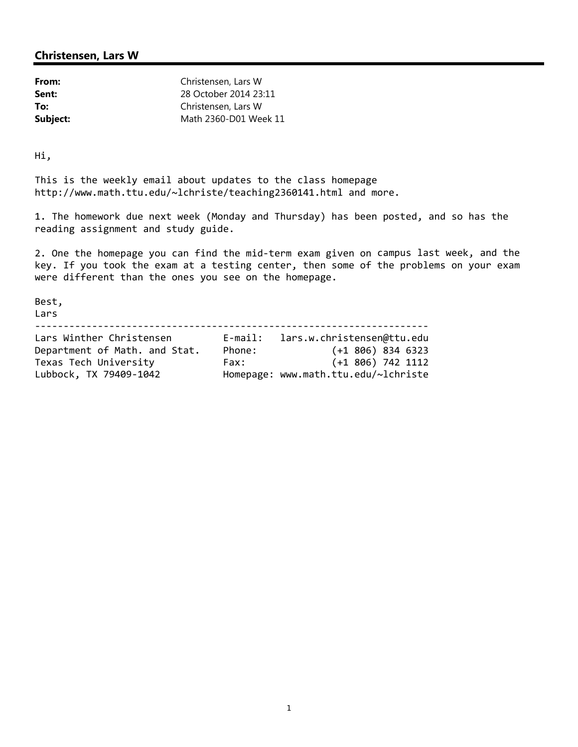## Christensen, Lars W

| | |
|---|---|
| **From:** | Christensen, Lars W |
| **Sent:** | 28 October 2014 23:11 |
| **To:** | Christensen, Lars W |
| **Subject:** | Math 2360-D01 Week 11 |

Hi,

This is the weekly email about updates to the class homepage http://www.math.ttu.edu/~lchriste/teaching2360141.html and more.

1. The homework due next week (Monday and Thursday) has been posted, and so has the reading assignment and study guide.

2. One the homepage you can find the mid-term exam given on campus last week, and the key. If you took the exam at a testing center, then some of the problems on your exam were different than the ones you see on the homepage.

Best,
Lars

```
----------------------------------------------------------------------
Lars Winther Christensen         E-mail:   lars.w.christensen@ttu.edu
Department of Math. and Stat.    Phone:              (+1 806) 834 6323
Texas Tech University            Fax:                (+1 806) 742 1112
Lubbock, TX 79409-1042           Homepage: www.math.ttu.edu/~lchriste
```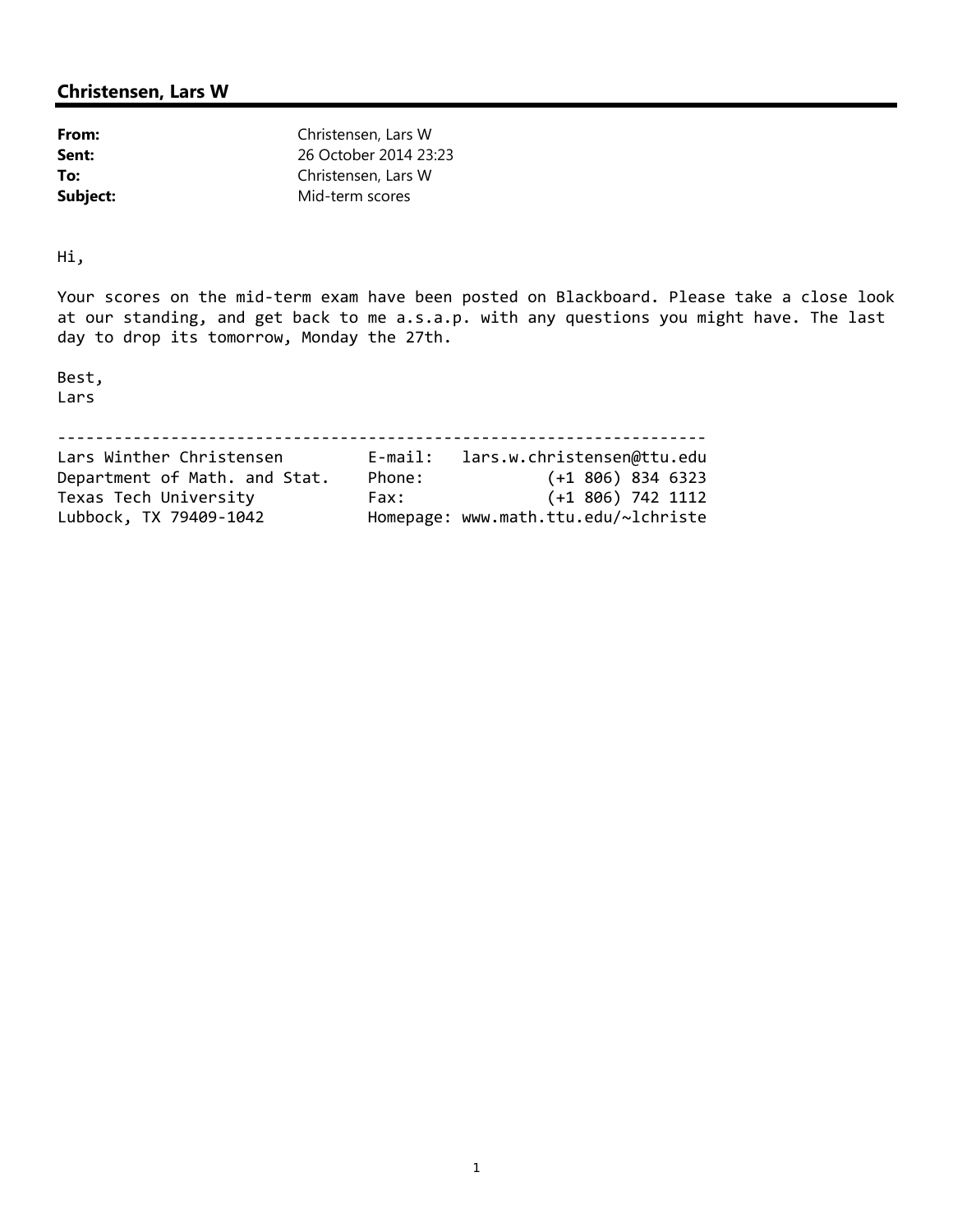## Christensen, Lars W

| | |
|---|---|
| **From:** | Christensen, Lars W |
| **Sent:** | 26 October 2014 23:23 |
| **To:** | Christensen, Lars W |
| **Subject:** | Mid-term scores |

Hi,

Your scores on the mid-term exam have been posted on Blackboard. Please take a close look at our standing, and get back to me a.s.a.p. with any questions you might have. The last day to drop its tomorrow, Monday the 27th.

Best,
Lars

```
--------------------------------------------------------------------
Lars Winther Christensen         E-mail:   lars.w.christensen@ttu.edu
Department of Math. and Stat.    Phone:            (+1 806) 834 6323
Texas Tech University            Fax:              (+1 806) 742 1112
Lubbock, TX 79409-1042           Homepage: www.math.ttu.edu/~lchriste
```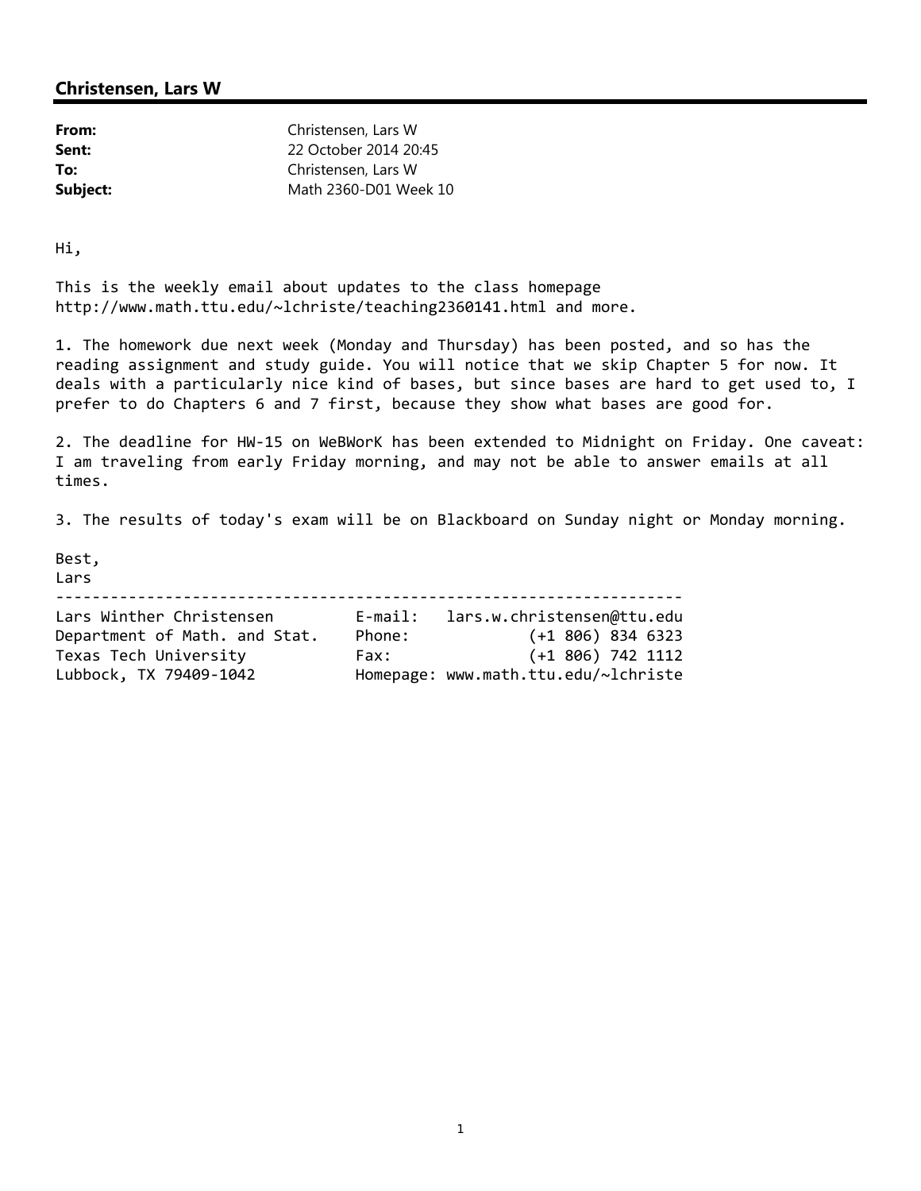## Christensen, Lars W

| | |
|---|---|
| **From:** | Christensen, Lars W |
| **Sent:** | 22 October 2014 20:45 |
| **To:** | Christensen, Lars W |
| **Subject:** | Math 2360-D01 Week 10 |

Hi,

This is the weekly email about updates to the class homepage http://www.math.ttu.edu/~lchriste/teaching2360141.html and more.

1. The homework due next week (Monday and Thursday) has been posted, and so has the reading assignment and study guide. You will notice that we skip Chapter 5 for now. It deals with a particularly nice kind of bases, but since bases are hard to get used to, I prefer to do Chapters 6 and 7 first, because they show what bases are good for.

2. The deadline for HW-15 on WeBWorK has been extended to Midnight on Friday. One caveat: I am traveling from early Friday morning, and may not be able to answer emails at all times.

3. The results of today's exam will be on Blackboard on Sunday night or Monday morning.

Best,
Lars

```
--------------------------------------------------------------------
Lars Winther Christensen         E-mail:   lars.w.christensen@ttu.edu
Department of Math. and Stat.    Phone:              (+1 806) 834 6323
Texas Tech University            Fax:                (+1 806) 742 1112
Lubbock, TX 79409-1042           Homepage: www.math.ttu.edu/~lchriste
```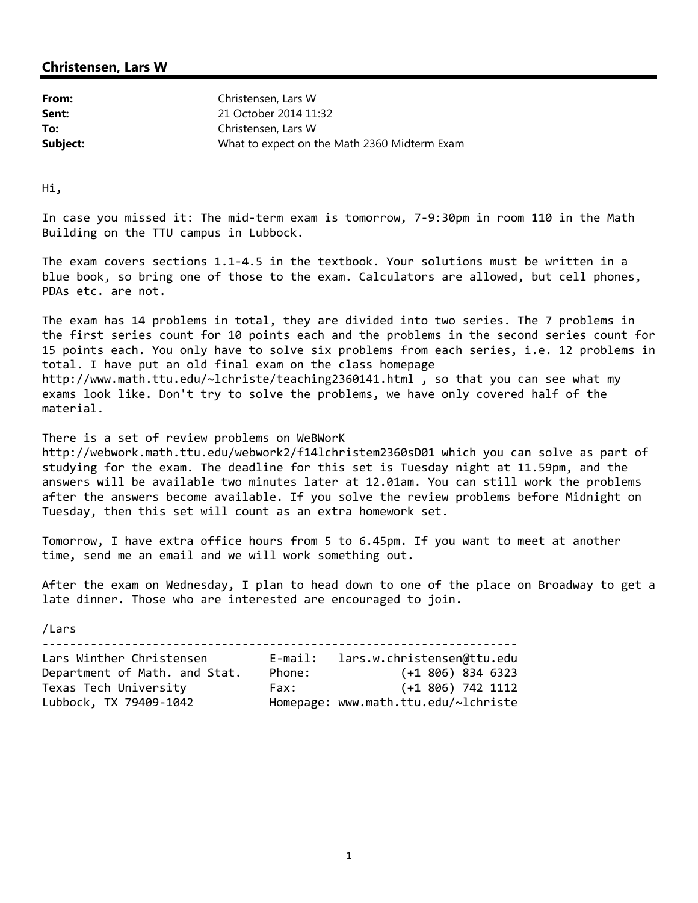## Christensen, Lars W

| | |
|---|---|
| **From:** | Christensen, Lars W |
| **Sent:** | 21 October 2014 11:32 |
| **To:** | Christensen, Lars W |
| **Subject:** | What to expect on the Math 2360 Midterm Exam |

Hi,

In case you missed it: The mid-term exam is tomorrow, 7-9:30pm in room 110 in the Math Building on the TTU campus in Lubbock.

The exam covers sections 1.1-4.5 in the textbook. Your solutions must be written in a blue book, so bring one of those to the exam. Calculators are allowed, but cell phones, PDAs etc. are not.

The exam has 14 problems in total, they are divided into two series. The 7 problems in the first series count for 10 points each and the problems in the second series count for 15 points each. You only have to solve six problems from each series, i.e. 12 problems in total. I have put an old final exam on the class homepage http://www.math.ttu.edu/~lchriste/teaching2360141.html , so that you can see what my exams look like. Don't try to solve the problems, we have only covered half of the material.

There is a set of review problems on WeBWorK http://webwork.math.ttu.edu/webwork2/f14lchristem2360sD01 which you can solve as part of studying for the exam. The deadline for this set is Tuesday night at 11.59pm, and the answers will be available two minutes later at 12.01am. You can still work the problems after the answers become available. If you solve the review problems before Midnight on Tuesday, then this set will count as an extra homework set.

Tomorrow, I have extra office hours from 5 to 6.45pm. If you want to meet at another time, send me an email and we will work something out.

After the exam on Wednesday, I plan to head down to one of the place on Broadway to get a late dinner. Those who are interested are encouraged to join.

/Lars

```
----------------------------------------------------------------------
Lars Winther Christensen        E-mail:   lars.w.christensen@ttu.edu
Department of Math. and Stat.   Phone:             (+1 806) 834 6323
Texas Tech University           Fax:               (+1 806) 742 1112
Lubbock, TX 79409-1042          Homepage: www.math.ttu.edu/~lchriste
```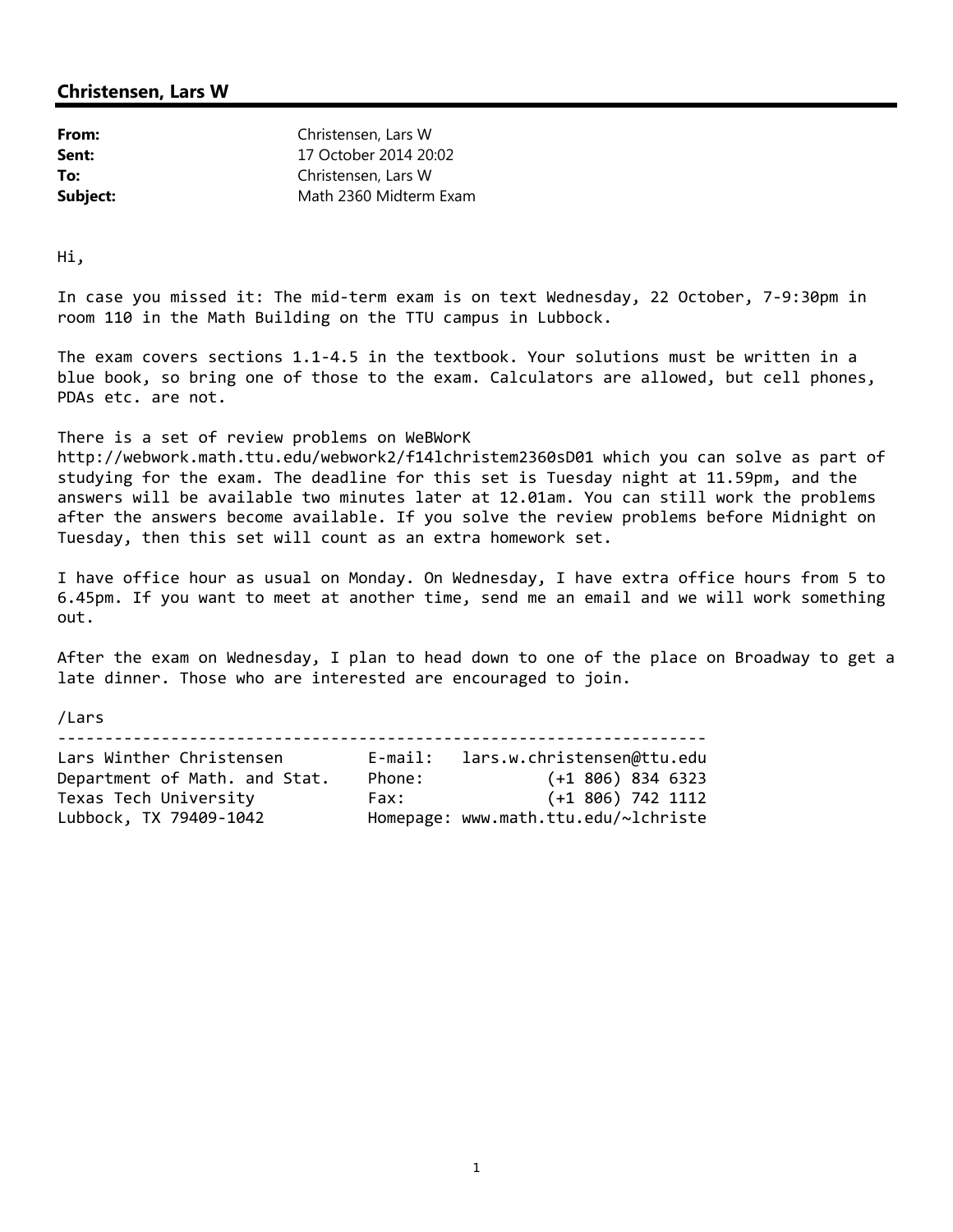## Christensen, Lars W

| | |
|---|---|
| **From:** | Christensen, Lars W |
| **Sent:** | 17 October 2014 20:02 |
| **To:** | Christensen, Lars W |
| **Subject:** | Math 2360 Midterm Exam |

Hi,

In case you missed it: The mid-term exam is on text Wednesday, 22 October, 7-9:30pm in room 110 in the Math Building on the TTU campus in Lubbock.

The exam covers sections 1.1-4.5 in the textbook. Your solutions must be written in a blue book, so bring one of those to the exam. Calculators are allowed, but cell phones, PDAs etc. are not.

There is a set of review problems on WeBWorK http://webwork.math.ttu.edu/webwork2/f14lchristem2360sD01 which you can solve as part of studying for the exam. The deadline for this set is Tuesday night at 11.59pm, and the answers will be available two minutes later at 12.01am. You can still work the problems after the answers become available. If you solve the review problems before Midnight on Tuesday, then this set will count as an extra homework set.

I have office hour as usual on Monday. On Wednesday, I have extra office hours from 5 to 6.45pm. If you want to meet at another time, send me an email and we will work something out.

After the exam on Wednesday, I plan to head down to one of the place on Broadway to get a late dinner. Those who are interested are encouraged to join.

/Lars

```
---------------------------------------------------------------------
Lars Winther Christensen        E-mail:   lars.w.christensen@ttu.edu
Department of Math. and Stat.   Phone:              (+1 806) 834 6323
Texas Tech University           Fax:                (+1 806) 742 1112
Lubbock, TX 79409-1042          Homepage: www.math.ttu.edu/~lchriste
```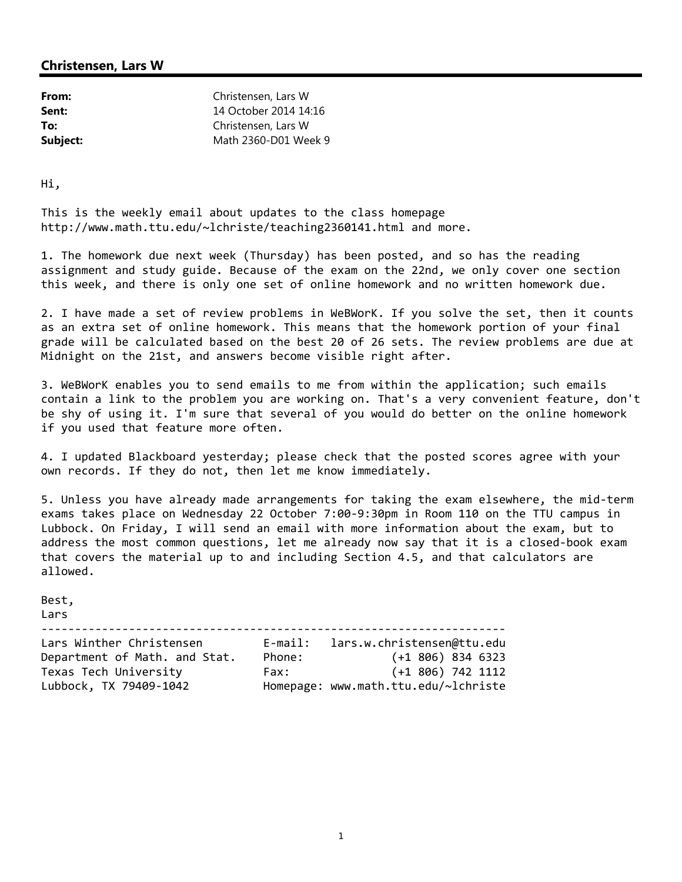## Christensen, Lars W

| | |
|---|---|
| **From:** | Christensen, Lars W |
| **Sent:** | 14 October 2014 14:16 |
| **To:** | Christensen, Lars W |
| **Subject:** | Math 2360-D01 Week 9 |

Hi,

This is the weekly email about updates to the class homepage http://www.math.ttu.edu/~lchriste/teaching2360141.html and more.

1. The homework due next week (Thursday) has been posted, and so has the reading assignment and study guide. Because of the exam on the 22nd, we only cover one section this week, and there is only one set of online homework and no written homework due.

2. I have made a set of review problems in WeBWorK. If you solve the set, then it counts as an extra set of online homework. This means that the homework portion of your final grade will be calculated based on the best 20 of 26 sets. The review problems are due at Midnight on the 21st, and answers become visible right after.

3. WeBWorK enables you to send emails to me from within the application; such emails contain a link to the problem you are working on. That's a very convenient feature, don't be shy of using it. I'm sure that several of you would do better on the online homework if you used that feature more often.

4. I updated Blackboard yesterday; please check that the posted scores agree with your own records. If they do not, then let me know immediately.

5. Unless you have already made arrangements for taking the exam elsewhere, the mid-term exams takes place on Wednesday 22 October 7:00-9:30pm in Room 110 on the TTU campus in Lubbock. On Friday, I will send an email with more information about the exam, but to address the most common questions, let me already now say that it is a closed-book exam that covers the material up to and including Section 4.5, and that calculators are allowed.

Best,
Lars

```
----------------------------------------------------------------------
Lars Winther Christensen         E-mail:   lars.w.christensen@ttu.edu
Department of Math. and Stat.    Phone:             (+1 806) 834 6323
Texas Tech University            Fax:               (+1 806) 742 1112
Lubbock, TX 79409-1042           Homepage: www.math.ttu.edu/~lchriste
```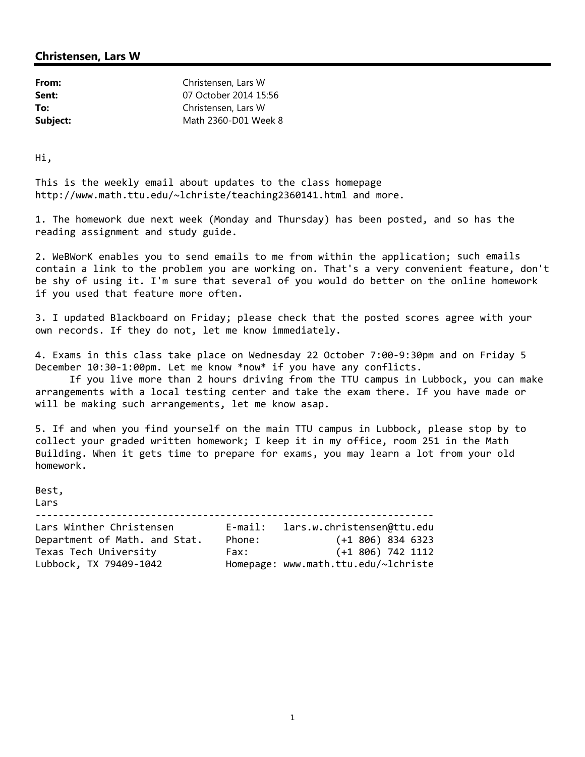## Christensen, Lars W

**From:** Christensen, Lars W
**Sent:** 07 October 2014 15:56
**To:** Christensen, Lars W
**Subject:** Math 2360-D01 Week 8

Hi,

This is the weekly email about updates to the class homepage http://www.math.ttu.edu/~lchriste/teaching2360141.html and more.

1. The homework due next week (Monday and Thursday) has been posted, and so has the reading assignment and study guide.

2. WeBWorK enables you to send emails to me from within the application; such emails contain a link to the problem you are working on. That's a very convenient feature, don't be shy of using it. I'm sure that several of you would do better on the online homework if you used that feature more often.

3. I updated Blackboard on Friday; please check that the posted scores agree with your own records. If they do not, let me know immediately.

4. Exams in this class take place on Wednesday 22 October 7:00-9:30pm and on Friday 5 December 10:30-1:00pm. Let me know *now* if you have any conflicts.
If you live more than 2 hours driving from the TTU campus in Lubbock, you can make arrangements with a local testing center and take the exam there. If you have made or will be making such arrangements, let me know asap.

5. If and when you find yourself on the main TTU campus in Lubbock, please stop by to collect your graded written homework; I keep it in my office, room 251 in the Math Building. When it gets time to prepare for exams, you may learn a lot from your old homework.

Best,
Lars

```
----------------------------------------------------------------------
Lars Winther Christensen         E-mail:   lars.w.christensen@ttu.edu
Department of Math. and Stat.    Phone:              (+1 806) 834 6323
Texas Tech University            Fax:                (+1 806) 742 1112
Lubbock, TX 79409-1042           Homepage: www.math.ttu.edu/~lchriste
```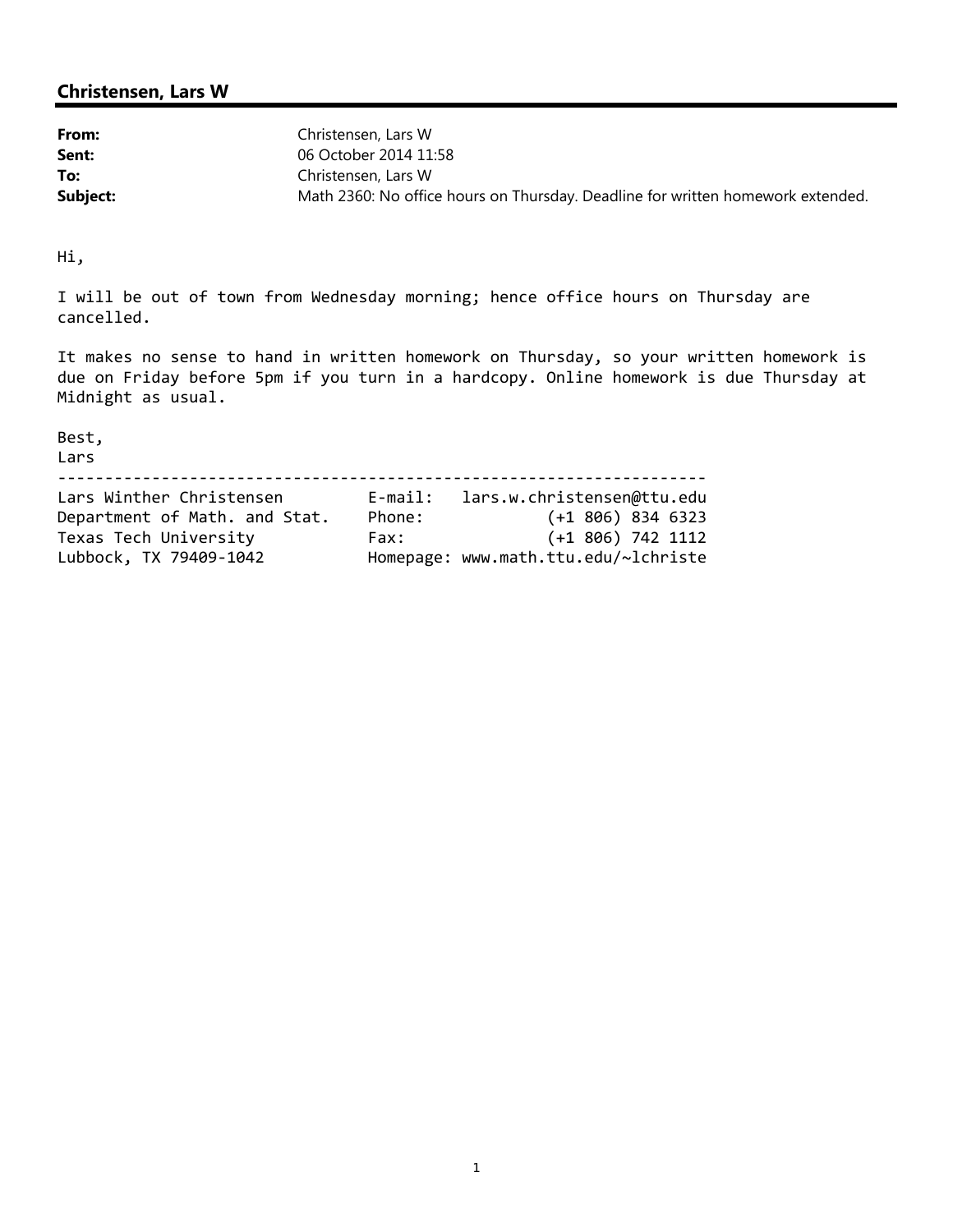## Christensen, Lars W

**From:** Christensen, Lars W
**Sent:** 06 October 2014 11:58
**To:** Christensen, Lars W
**Subject:** Math 2360: No office hours on Thursday. Deadline for written homework extended.

Hi,

I will be out of town from Wednesday morning; hence office hours on Thursday are cancelled.

It makes no sense to hand in written homework on Thursday, so your written homework is due on Friday before 5pm if you turn in a hardcopy. Online homework is due Thursday at Midnight as usual.

Best,
Lars

```
--------------------------------------------------------------------
Lars Winther Christensen         E-mail:   lars.w.christensen@ttu.edu
Department of Math. and Stat.    Phone:             (+1 806) 834 6323
Texas Tech University            Fax:               (+1 806) 742 1112
Lubbock, TX 79409-1042           Homepage: www.math.ttu.edu/~lchriste
```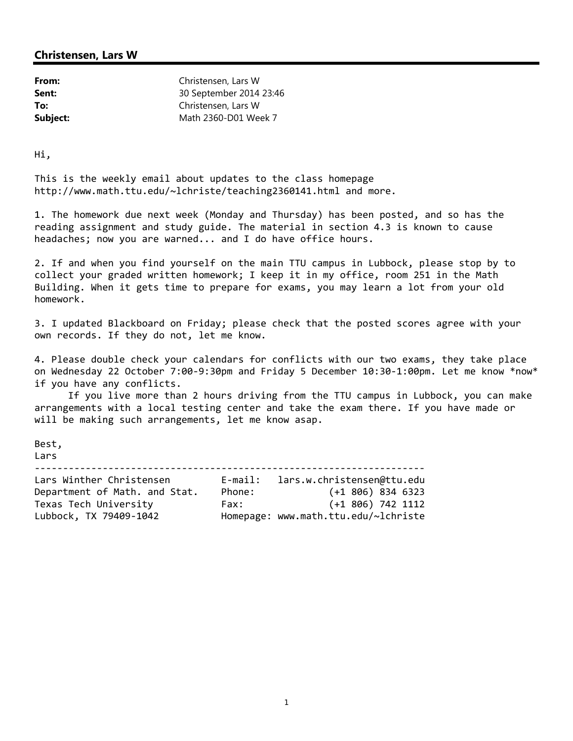## Christensen, Lars W

| | |
|---|---|
| **From:** | Christensen, Lars W |
| **Sent:** | 30 September 2014 23:46 |
| **To:** | Christensen, Lars W |
| **Subject:** | Math 2360-D01 Week 7 |

Hi,

This is the weekly email about updates to the class homepage http://www.math.ttu.edu/~lchriste/teaching2360141.html and more.

1. The homework due next week (Monday and Thursday) has been posted, and so has the reading assignment and study guide. The material in section 4.3 is known to cause headaches; now you are warned... and I do have office hours.

2. If and when you find yourself on the main TTU campus in Lubbock, please stop by to collect your graded written homework; I keep it in my office, room 251 in the Math Building. When it gets time to prepare for exams, you may learn a lot from your old homework.

3. I updated Blackboard on Friday; please check that the posted scores agree with your own records. If they do not, let me know.

4. Please double check your calendars for conflicts with our two exams, they take place on Wednesday 22 October 7:00-9:30pm and Friday 5 December 10:30-1:00pm. Let me know *now* if you have any conflicts.
 If you live more than 2 hours driving from the TTU campus in Lubbock, you can make arrangements with a local testing center and take the exam there. If you have made or will be making such arrangements, let me know asap.

Best,
Lars

```
----------------------------------------------------------------------
Lars Winther Christensen         E-mail:   lars.w.christensen@ttu.edu
Department of Math. and Stat.    Phone:             (+1 806) 834 6323
Texas Tech University            Fax:               (+1 806) 742 1112
Lubbock, TX 79409-1042           Homepage: www.math.ttu.edu/~lchriste
```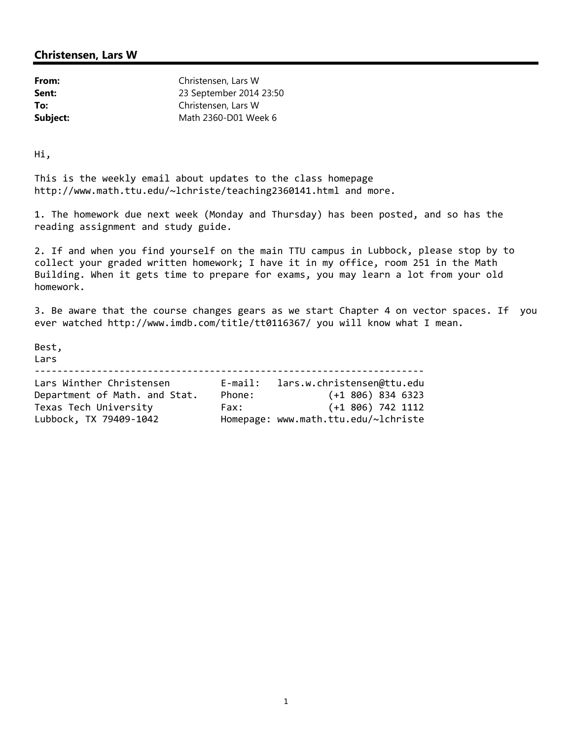## Christensen, Lars W

**From:** Christensen, Lars W
**Sent:** 23 September 2014 23:50
**To:** Christensen, Lars W
**Subject:** Math 2360-D01 Week 6

Hi,

This is the weekly email about updates to the class homepage http://www.math.ttu.edu/~lchriste/teaching2360141.html and more.

1. The homework due next week (Monday and Thursday) has been posted, and so has the reading assignment and study guide.

2. If and when you find yourself on the main TTU campus in Lubbock, please stop by to collect your graded written homework; I have it in my office, room 251 in the Math Building. When it gets time to prepare for exams, you may learn a lot from your old homework.

3. Be aware that the course changes gears as we start Chapter 4 on vector spaces. If you ever watched http://www.imdb.com/title/tt0116367/ you will know what I mean.

Best,
Lars

```
---------------------------------------------------------------------
Lars Winther Christensen         E-mail:   lars.w.christensen@ttu.edu
Department of Math. and Stat.    Phone:             (+1 806) 834 6323
Texas Tech University            Fax:               (+1 806) 742 1112
Lubbock, TX 79409-1042           Homepage: www.math.ttu.edu/~lchriste
```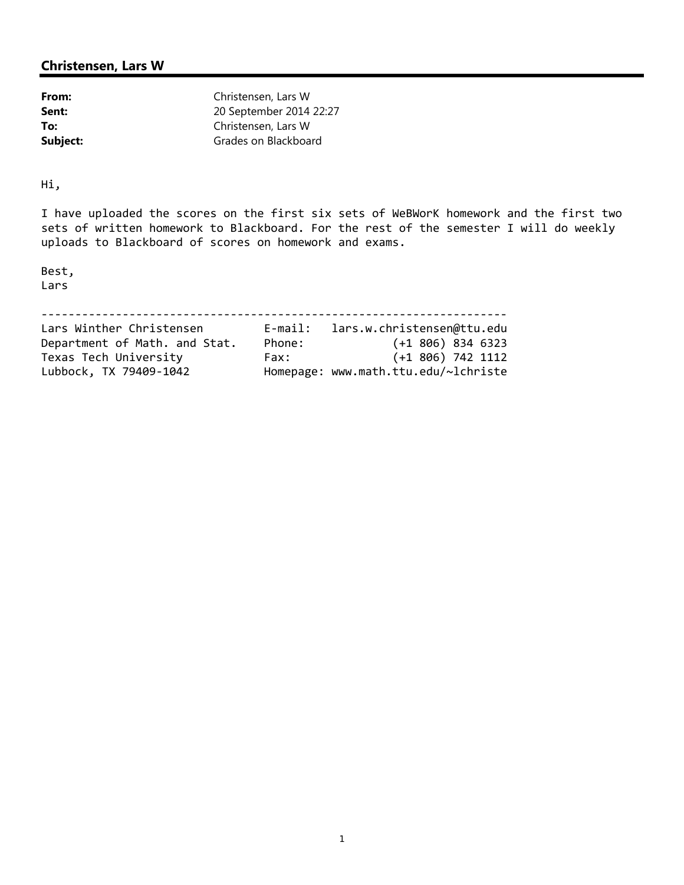## Christensen, Lars W

**From:** Christensen, Lars W
**Sent:** 20 September 2014 22:27
**To:** Christensen, Lars W
**Subject:** Grades on Blackboard

Hi,

I have uploaded the scores on the first six sets of WeBWorK homework and the first two sets of written homework to Blackboard. For the rest of the semester I will do weekly uploads to Blackboard of scores on homework and exams.

Best,
Lars

```
---------------------------------------------------------------------
Lars Winther Christensen        E-mail:   lars.w.christensen@ttu.edu
Department of Math. and Stat.   Phone:             (+1 806) 834 6323
Texas Tech University           Fax:               (+1 806) 742 1112
Lubbock, TX 79409-1042          Homepage: www.math.ttu.edu/~lchriste
```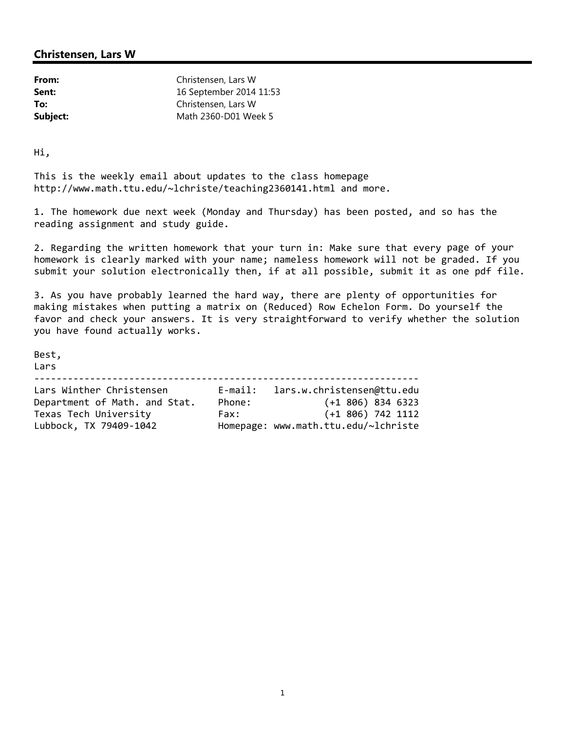## Christensen, Lars W

| | |
|---|---|
| **From:** | Christensen, Lars W |
| **Sent:** | 16 September 2014 11:53 |
| **To:** | Christensen, Lars W |
| **Subject:** | Math 2360-D01 Week 5 |

Hi,

This is the weekly email about updates to the class homepage http://www.math.ttu.edu/~lchriste/teaching2360141.html and more.

1. The homework due next week (Monday and Thursday) has been posted, and so has the reading assignment and study guide.

2. Regarding the written homework that your turn in: Make sure that every page of your homework is clearly marked with your name; nameless homework will not be graded. If you submit your solution electronically then, if at all possible, submit it as one pdf file.

3. As you have probably learned the hard way, there are plenty of opportunities for making mistakes when putting a matrix on (Reduced) Row Echelon Form. Do yourself the favor and check your answers. It is very straightforward to verify whether the solution you have found actually works.

Best,
Lars

```
----------------------------------------------------------------------
Lars Winther Christensen         E-mail:   lars.w.christensen@ttu.edu
Department of Math. and Stat.    Phone:             (+1 806) 834 6323
Texas Tech University            Fax:               (+1 806) 742 1112
Lubbock, TX 79409-1042           Homepage: www.math.ttu.edu/~lchriste
```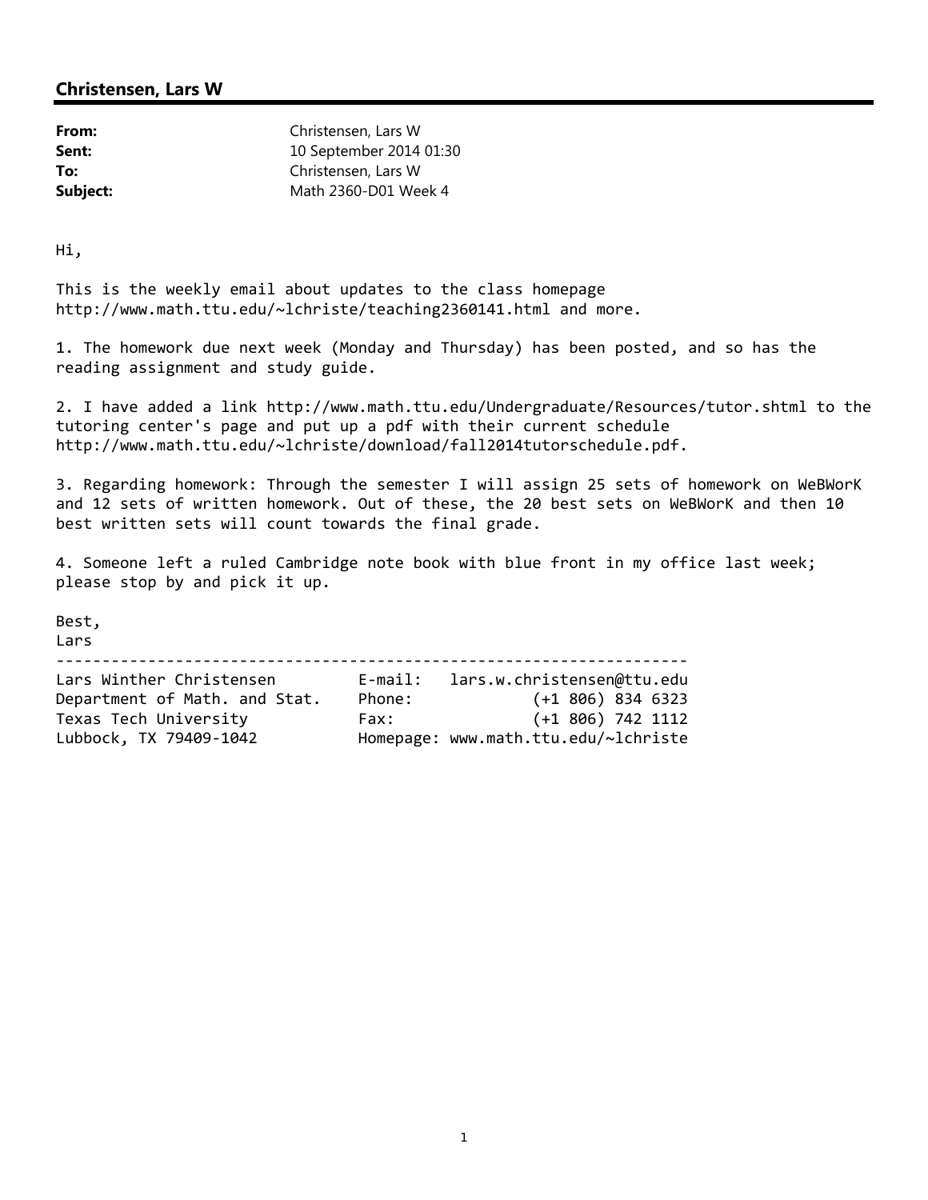## Christensen, Lars W

| | |
|---|---|
| **From:** | Christensen, Lars W |
| **Sent:** | 10 September 2014 01:30 |
| **To:** | Christensen, Lars W |
| **Subject:** | Math 2360-D01 Week 4 |

Hi,

This is the weekly email about updates to the class homepage http://www.math.ttu.edu/~lchriste/teaching2360141.html and more.

1. The homework due next week (Monday and Thursday) has been posted, and so has the reading assignment and study guide.

2. I have added a link http://www.math.ttu.edu/Undergraduate/Resources/tutor.shtml to the tutoring center's page and put up a pdf with their current schedule http://www.math.ttu.edu/~lchriste/download/fall2014tutorschedule.pdf.

3. Regarding homework: Through the semester I will assign 25 sets of homework on WeBWorK and 12 sets of written homework. Out of these, the 20 best sets on WeBWorK and then 10 best written sets will count towards the final grade.

4. Someone left a ruled Cambridge note book with blue front in my office last week; please stop by and pick it up.

Best,
Lars

```
----------------------------------------------------------------------
Lars Winther Christensen        E-mail:   lars.w.christensen@ttu.edu
Department of Math. and Stat.   Phone:              (+1 806) 834 6323
Texas Tech University           Fax:                (+1 806) 742 1112
Lubbock, TX 79409-1042          Homepage: www.math.ttu.edu/~lchriste
```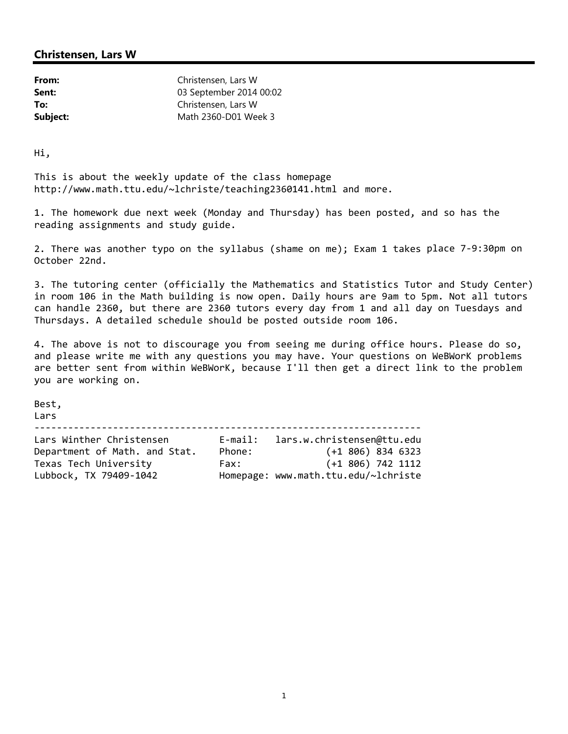## Christensen, Lars W

| | |
|---|---|
| **From:** | Christensen, Lars W |
| **Sent:** | 03 September 2014 00:02 |
| **To:** | Christensen, Lars W |
| **Subject:** | Math 2360-D01 Week 3 |

Hi,

This is about the weekly update of the class homepage
http://www.math.ttu.edu/~lchriste/teaching2360141.html and more.

1. The homework due next week (Monday and Thursday) has been posted, and so has the reading assignments and study guide.

2. There was another typo on the syllabus (shame on me); Exam 1 takes place 7-9:30pm on October 22nd.

3. The tutoring center (officially the Mathematics and Statistics Tutor and Study Center) in room 106 in the Math building is now open. Daily hours are 9am to 5pm. Not all tutors can handle 2360, but there are 2360 tutors every day from 1 and all day on Tuesdays and Thursdays. A detailed schedule should be posted outside room 106.

4. The above is not to discourage you from seeing me during office hours. Please do so, and please write me with any questions you may have. Your questions on WeBWorK problems are better sent from within WeBWorK, because I'll then get a direct link to the problem you are working on.

Best,
Lars

```
----------------------------------------------------------------------
Lars Winther Christensen         E-mail:   lars.w.christensen@ttu.edu
Department of Math. and Stat.    Phone:            (+1 806) 834 6323
Texas Tech University            Fax:              (+1 806) 742 1112
Lubbock, TX 79409-1042           Homepage: www.math.ttu.edu/~lchriste
```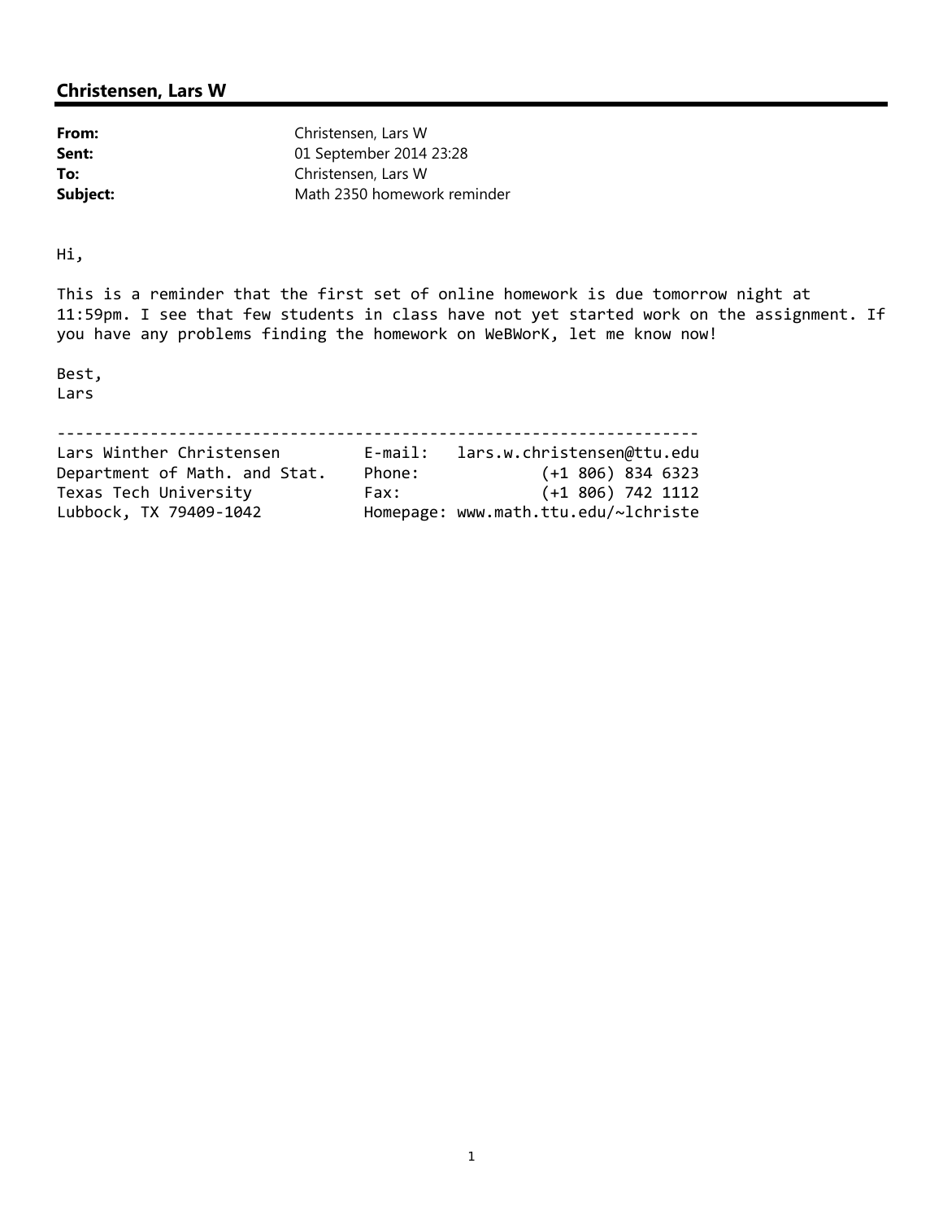## Christensen, Lars W

**From:** Christensen, Lars W
**Sent:** 01 September 2014 23:28
**To:** Christensen, Lars W
**Subject:** Math 2350 homework reminder

Hi,

This is a reminder that the first set of online homework is due tomorrow night at 11:59pm. I see that few students in class have not yet started work on the assignment. If you have any problems finding the homework on WeBWorK, let me know now!

Best,
Lars

```
----------------------------------------------------------------------
Lars Winther Christensen         E-mail:   lars.w.christensen@ttu.edu
Department of Math. and Stat.    Phone:             (+1 806) 834 6323
Texas Tech University            Fax:               (+1 806) 742 1112
Lubbock, TX 79409-1042           Homepage: www.math.ttu.edu/~lchriste
```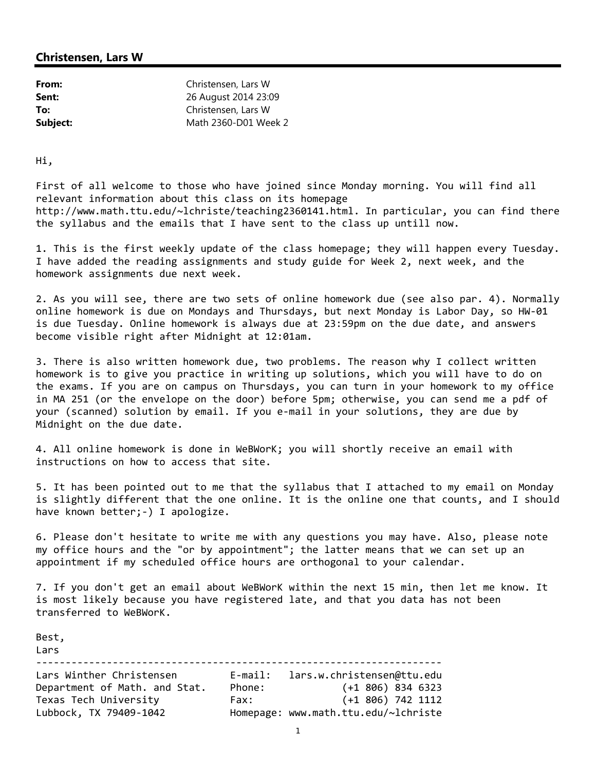## Christensen, Lars W

| | |
|---|---|
| **From:** | Christensen, Lars W |
| **Sent:** | 26 August 2014 23:09 |
| **To:** | Christensen, Lars W |
| **Subject:** | Math 2360-D01 Week 2 |

Hi,

First of all welcome to those who have joined since Monday morning. You will find all relevant information about this class on its homepage http://www.math.ttu.edu/~lchriste/teaching2360141.html. In particular, you can find there the syllabus and the emails that I have sent to the class up untill now.

1. This is the first weekly update of the class homepage; they will happen every Tuesday. I have added the reading assignments and study guide for Week 2, next week, and the homework assignments due next week.

2. As you will see, there are two sets of online homework due (see also par. 4). Normally online homework is due on Mondays and Thursdays, but next Monday is Labor Day, so HW-01 is due Tuesday. Online homework is always due at 23:59pm on the due date, and answers become visible right after Midnight at 12:01am.

3. There is also written homework due, two problems. The reason why I collect written homework is to give you practice in writing up solutions, which you will have to do on the exams. If you are on campus on Thursdays, you can turn in your homework to my office in MA 251 (or the envelope on the door) before 5pm; otherwise, you can send me a pdf of your (scanned) solution by email. If you e-mail in your solutions, they are due by Midnight on the due date.

4. All online homework is done in WeBWorK; you will shortly receive an email with instructions on how to access that site.

5. It has been pointed out to me that the syllabus that I attached to my email on Monday is slightly different that the one online. It is the online one that counts, and I should have known better;-) I apologize.

6. Please don't hesitate to write me with any questions you may have. Also, please note my office hours and the "or by appointment"; the latter means that we can set up an appointment if my scheduled office hours are orthogonal to your calendar.

7. If you don't get an email about WeBWorK within the next 15 min, then let me know. It is most likely because you have registered late, and that you data has not been transferred to WeBWorK.

Best,
Lars

```
----------------------------------------------------------------------
Lars Winther Christensen         E-mail:   lars.w.christensen@ttu.edu
Department of Math. and Stat.    Phone:            (+1 806) 834 6323
Texas Tech University            Fax:              (+1 806) 742 1112
Lubbock, TX 79409-1042           Homepage: www.math.ttu.edu/~lchriste
```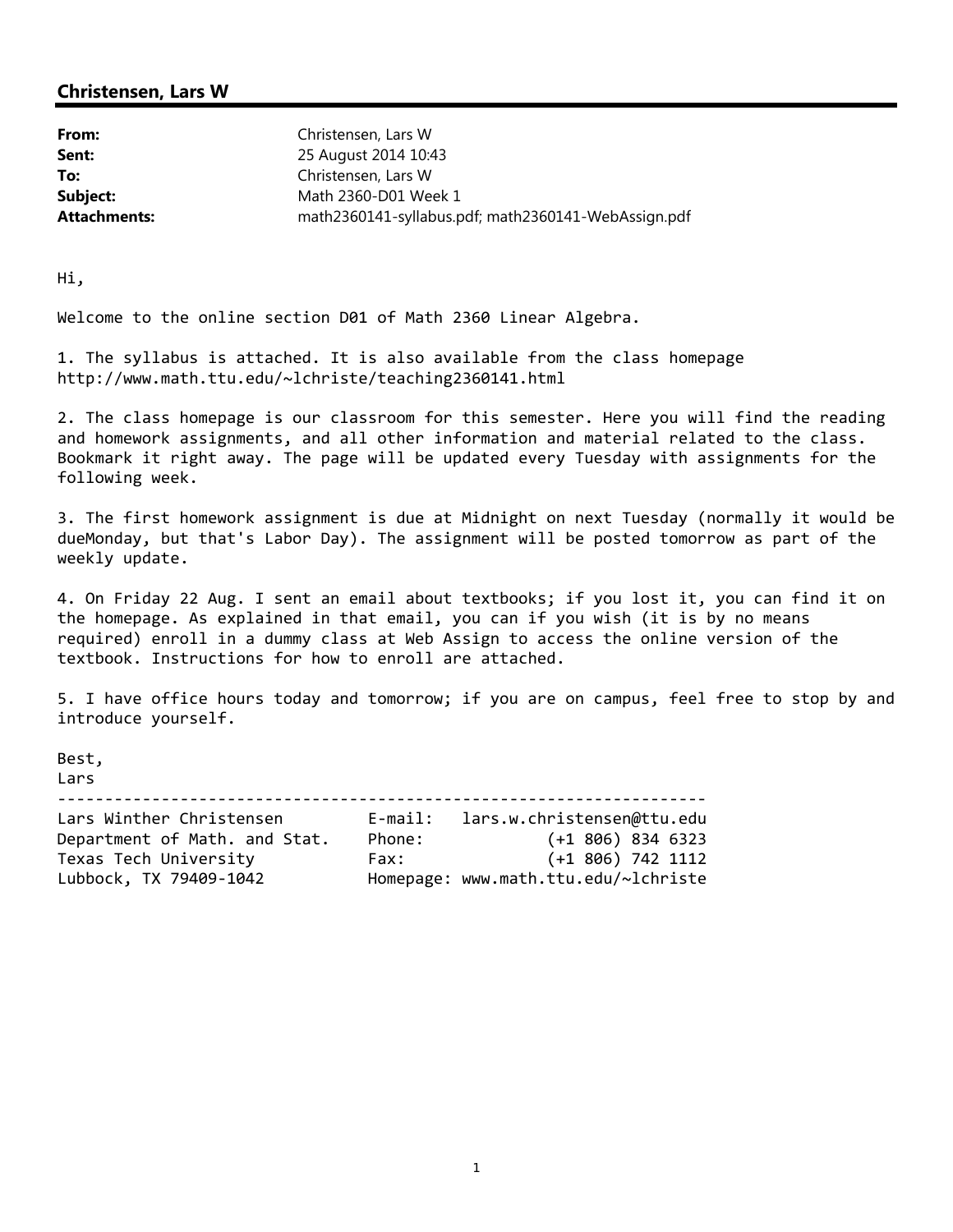## Christensen, Lars W

| | |
|---|---|
| **From:** | Christensen, Lars W |
| **Sent:** | 25 August 2014 10:43 |
| **To:** | Christensen, Lars W |
| **Subject:** | Math 2360-D01 Week 1 |
| **Attachments:** | math2360141-syllabus.pdf; math2360141-WebAssign.pdf |

Hi,

Welcome to the online section D01 of Math 2360 Linear Algebra.

1. The syllabus is attached. It is also available from the class homepage http://www.math.ttu.edu/~lchriste/teaching2360141.html

2. The class homepage is our classroom for this semester. Here you will find the reading and homework assignments, and all other information and material related to the class. Bookmark it right away. The page will be updated every Tuesday with assignments for the following week.

3. The first homework assignment is due at Midnight on next Tuesday (normally it would be dueMonday, but that's Labor Day). The assignment will be posted tomorrow as part of the weekly update.

4. On Friday 22 Aug. I sent an email about textbooks; if you lost it, you can find it on the homepage. As explained in that email, you can if you wish (it is by no means required) enroll in a dummy class at Web Assign to access the online version of the textbook. Instructions for how to enroll are attached.

5. I have office hours today and tomorrow; if you are on campus, feel free to stop by and introduce yourself.

Best,
Lars

```
----------------------------------------------------------------------
Lars Winther Christensen         E-mail:   lars.w.christensen@ttu.edu
Department of Math. and Stat.    Phone:             (+1 806) 834 6323
Texas Tech University            Fax:               (+1 806) 742 1112
Lubbock, TX 79409-1042           Homepage: www.math.ttu.edu/~lchriste
```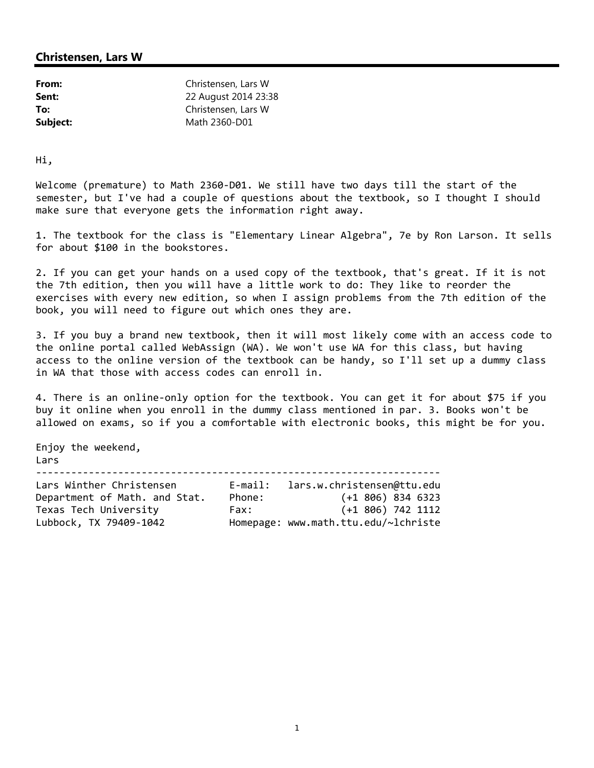## Christensen, Lars W

| | |
|---|---|
| **From:** | Christensen, Lars W |
| **Sent:** | 22 August 2014 23:38 |
| **To:** | Christensen, Lars W |
| **Subject:** | Math 2360-D01 |

Hi,

Welcome (premature) to Math 2360-D01. We still have two days till the start of the semester, but I've had a couple of questions about the textbook, so I thought I should make sure that everyone gets the information right away.

1. The textbook for the class is "Elementary Linear Algebra", 7e by Ron Larson. It sells for about $100 in the bookstores.

2. If you can get your hands on a used copy of the textbook, that's great. If it is not the 7th edition, then you will have a little work to do: They like to reorder the exercises with every new edition, so when I assign problems from the 7th edition of the book, you will need to figure out which ones they are.

3. If you buy a brand new textbook, then it will most likely come with an access code to the online portal called WebAssign (WA). We won't use WA for this class, but having access to the online version of the textbook can be handy, so I'll set up a dummy class in WA that those with access codes can enroll in.

4. There is an online-only option for the textbook. You can get it for about $75 if you buy it online when you enroll in the dummy class mentioned in par. 3. Books won't be allowed on exams, so if you a comfortable with electronic books, this might be for you.

Enjoy the weekend,
Lars

```
----------------------------------------------------------------------
Lars Winther Christensen         E-mail:   lars.w.christensen@ttu.edu
Department of Math. and Stat.    Phone:              (+1 806) 834 6323
Texas Tech University            Fax:                (+1 806) 742 1112
Lubbock, TX 79409-1042           Homepage: www.math.ttu.edu/~lchriste
```